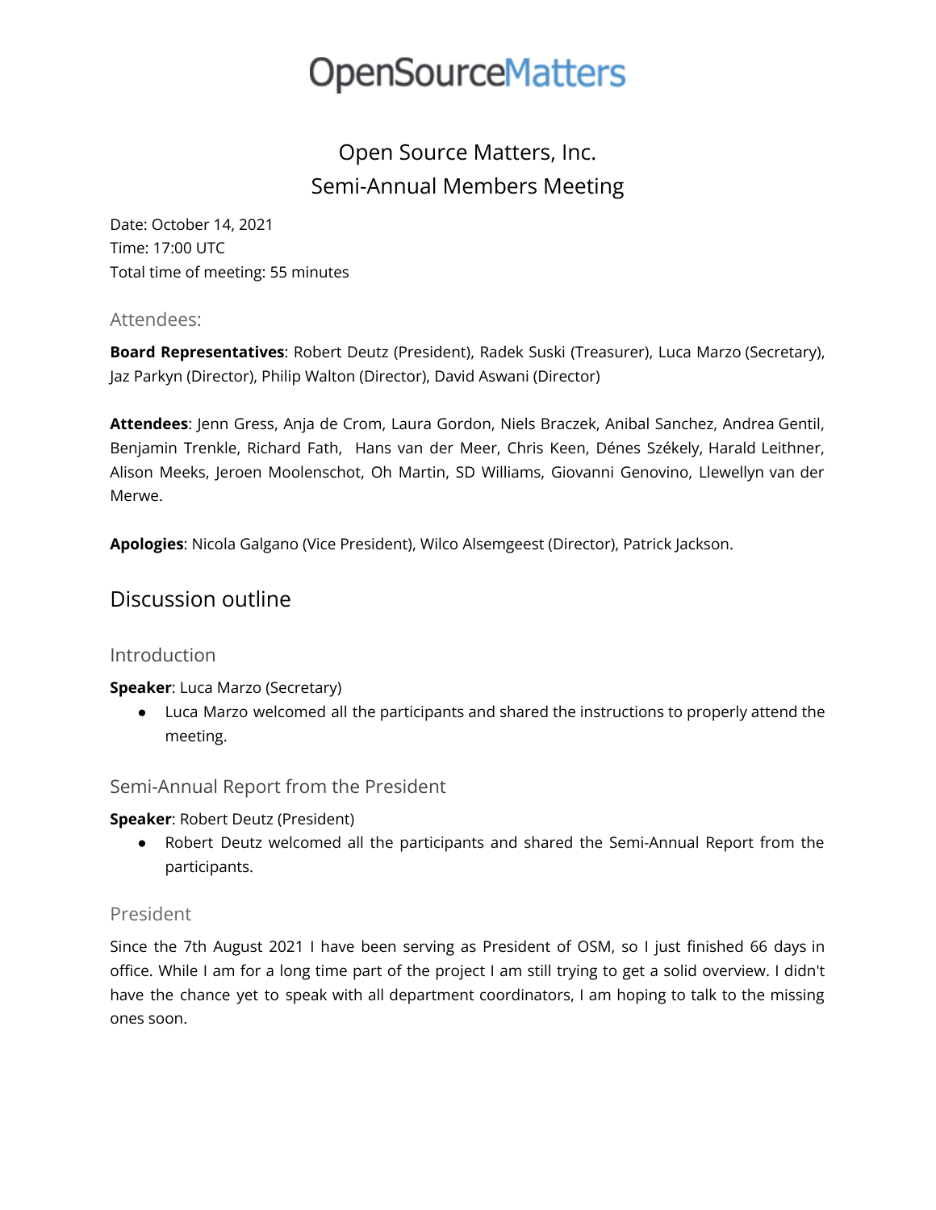# OpenSourceMatters

## Open Source Matters, Inc.
## Semi-Annual Members Meeting

Date: October 14, 2021
Time: 17:00 UTC
Total time of meeting: 55 minutes

### Attendees:

**Board Representatives**: Robert Deutz (President), Radek Suski (Treasurer), Luca Marzo (Secretary), Jaz Parkyn (Director), Philip Walton (Director), David Aswani (Director)

**Attendees**: Jenn Gress, Anja de Crom, Laura Gordon, Niels Braczek, Anibal Sanchez, Andrea Gentil, Benjamin Trenkle, Richard Fath, Hans van der Meer, Chris Keen, Dénes Székely, Harald Leithner, Alison Meeks, Jeroen Moolenschot, Oh Martin, SD Williams, Giovanni Genovino, Llewellyn van der Merwe.

**Apologies**: Nicola Galgano (Vice President), Wilco Alsemgeest (Director), Patrick Jackson.

## Discussion outline

### Introduction

**Speaker**: Luca Marzo (Secretary)

- Luca Marzo welcomed all the participants and shared the instructions to properly attend the meeting.

### Semi-Annual Report from the President

**Speaker**: Robert Deutz (President)

- Robert Deutz welcomed all the participants and shared the Semi-Annual Report from the participants.

### President

Since the 7th August 2021 I have been serving as President of OSM, so I just finished 66 days in office. While I am for a long time part of the project I am still trying to get a solid overview. I didn't have the chance yet to speak with all department coordinators, I am hoping to talk to the missing ones soon.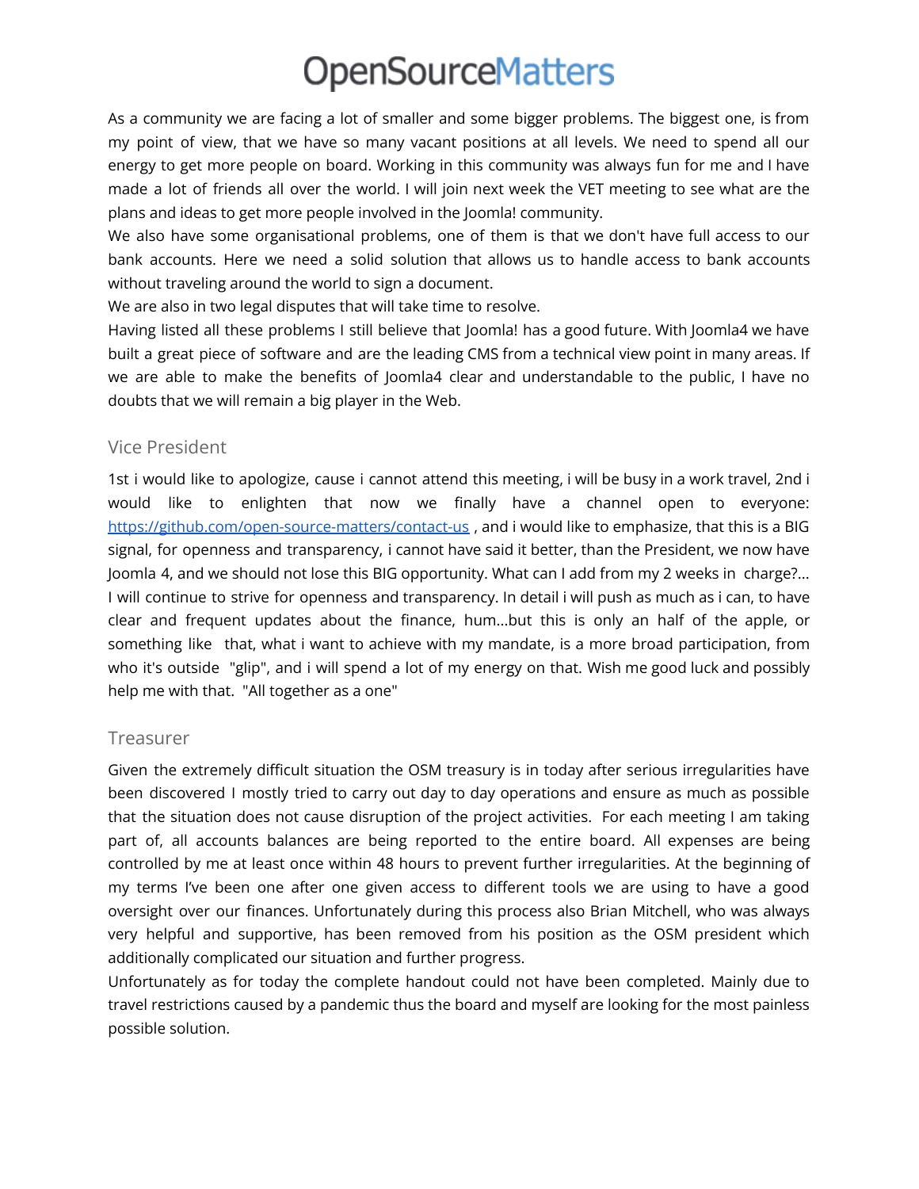As a community we are facing a lot of smaller and some bigger problems. The biggest one, is from my point of view, that we have so many vacant positions at all levels. We need to spend all our energy to get more people on board. Working in this community was always fun for me and I have made a lot of friends all over the world. I will join next week the VET meeting to see what are the plans and ideas to get more people involved in the Joomla! community.

We also have some organisational problems, one of them is that we don't have full access to our bank accounts. Here we need a solid solution that allows us to handle access to bank accounts without traveling around the world to sign a document.

We are also in two legal disputes that will take time to resolve.

Having listed all these problems I still believe that Joomla! has a good future. With Joomla4 we have built a great piece of software and are the leading CMS from a technical view point in many areas. If we are able to make the benefits of Joomla4 clear and understandable to the public, I have no doubts that we will remain a big player in the Web.

## Vice President

1st i would like to apologize, cause i cannot attend this meeting, i will be busy in a work travel, 2nd i would like to enlighten that now we finally have a channel open to everyone: [https://github.com/open-source-matters/contact-us](https://github.com/open-source-matters/contact-us) , and i would like to emphasize, that this is a BIG signal, for openness and transparency, i cannot have said it better, than the President, we now have Joomla 4, and we should not lose this BIG opportunity. What can I add from my 2 weeks in charge?... I will continue to strive for openness and transparency. In detail i will push as much as i can, to have clear and frequent updates about the finance, hum...but this is only an half of the apple, or something like that, what i want to achieve with my mandate, is a more broad participation, from who it's outside "glip", and i will spend a lot of my energy on that. Wish me good luck and possibly help me with that. "All together as a one"

## Treasurer

Given the extremely difficult situation the OSM treasury is in today after serious irregularities have been discovered I mostly tried to carry out day to day operations and ensure as much as possible that the situation does not cause disruption of the project activities. For each meeting I am taking part of, all accounts balances are being reported to the entire board. All expenses are being controlled by me at least once within 48 hours to prevent further irregularities. At the beginning of my terms I've been one after one given access to different tools we are using to have a good oversight over our finances. Unfortunately during this process also Brian Mitchell, who was always very helpful and supportive, has been removed from his position as the OSM president which additionally complicated our situation and further progress.

Unfortunately as for today the complete handout could not have been completed. Mainly due to travel restrictions caused by a pandemic thus the board and myself are looking for the most painless possible solution.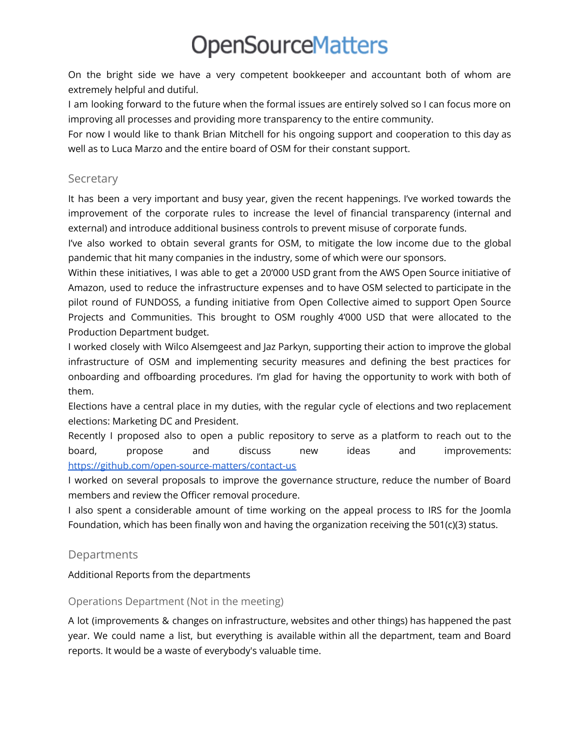On the bright side we have a very competent bookkeeper and accountant both of whom are extremely helpful and dutiful.

I am looking forward to the future when the formal issues are entirely solved so I can focus more on improving all processes and providing more transparency to the entire community.

For now I would like to thank Brian Mitchell for his ongoing support and cooperation to this day as well as to Luca Marzo and the entire board of OSM for their constant support.

## Secretary

It has been a very important and busy year, given the recent happenings. I've worked towards the improvement of the corporate rules to increase the level of financial transparency (internal and external) and introduce additional business controls to prevent misuse of corporate funds.

I've also worked to obtain several grants for OSM, to mitigate the low income due to the global pandemic that hit many companies in the industry, some of which were our sponsors.

Within these initiatives, I was able to get a 20'000 USD grant from the AWS Open Source initiative of Amazon, used to reduce the infrastructure expenses and to have OSM selected to participate in the pilot round of FUNDOSS, a funding initiative from Open Collective aimed to support Open Source Projects and Communities. This brought to OSM roughly 4'000 USD that were allocated to the Production Department budget.

I worked closely with Wilco Alsemgeest and Jaz Parkyn, supporting their action to improve the global infrastructure of OSM and implementing security measures and defining the best practices for onboarding and offboarding procedures. I'm glad for having the opportunity to work with both of them.

Elections have a central place in my duties, with the regular cycle of elections and two replacement elections: Marketing DC and President.

Recently I proposed also to open a public repository to serve as a platform to reach out to the board, propose and discuss new ideas and improvements: [https://github.com/open-source-matters/contact-us](https://github.com/open-source-matters/contact-us)

I worked on several proposals to improve the governance structure, reduce the number of Board members and review the Officer removal procedure.

I also spent a considerable amount of time working on the appeal process to IRS for the Joomla Foundation, which has been finally won and having the organization receiving the 501(c)(3) status.

## Departments

Additional Reports from the departments

### Operations Department (Not in the meeting)

A lot (improvements & changes on infrastructure, websites and other things) has happened the past year. We could name a list, but everything is available within all the department, team and Board reports. It would be a waste of everybody's valuable time.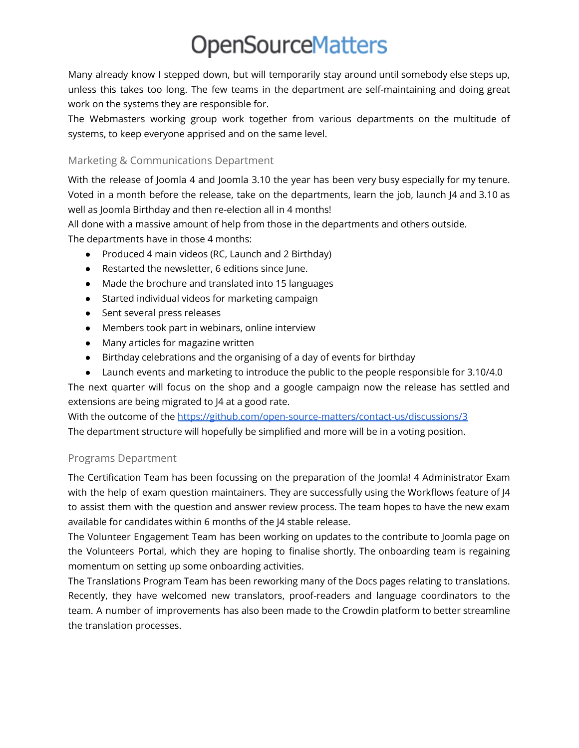Many already know I stepped down, but will temporarily stay around until somebody else steps up, unless this takes too long. The few teams in the department are self-maintaining and doing great work on the systems they are responsible for.
The Webmasters working group work together from various departments on the multitude of systems, to keep everyone apprised and on the same level.

### Marketing & Communications Department

With the release of Joomla 4 and Joomla 3.10 the year has been very busy especially for my tenure. Voted in a month before the release, take on the departments, learn the job, launch J4 and 3.10 as well as Joomla Birthday and then re-election all in 4 months!
All done with a massive amount of help from those in the departments and others outside.
The departments have in those 4 months:

- Produced 4 main videos (RC, Launch and 2 Birthday)
- Restarted the newsletter, 6 editions since June.
- Made the brochure and translated into 15 languages
- Started individual videos for marketing campaign
- Sent several press releases
- Members took part in webinars, online interview
- Many articles for magazine written
- Birthday celebrations and the organising of a day of events for birthday
- Launch events and marketing to introduce the public to the people responsible for 3.10/4.0

The next quarter will focus on the shop and a google campaign now the release has settled and extensions are being migrated to J4 at a good rate.
With the outcome of the [https://github.com/open-source-matters/contact-us/discussions/3](https://github.com/open-source-matters/contact-us/discussions/3)
The department structure will hopefully be simplified and more will be in a voting position.

### Programs Department

The Certification Team has been focussing on the preparation of the Joomla! 4 Administrator Exam with the help of exam question maintainers. They are successfully using the Workflows feature of J4 to assist them with the question and answer review process. The team hopes to have the new exam available for candidates within 6 months of the J4 stable release.
The Volunteer Engagement Team has been working on updates to the contribute to Joomla page on the Volunteers Portal, which they are hoping to finalise shortly. The onboarding team is regaining momentum on setting up some onboarding activities.
The Translations Program Team has been reworking many of the Docs pages relating to translations. Recently, they have welcomed new translators, proof-readers and language coordinators to the team. A number of improvements has also been made to the Crowdin platform to better streamline the translation processes.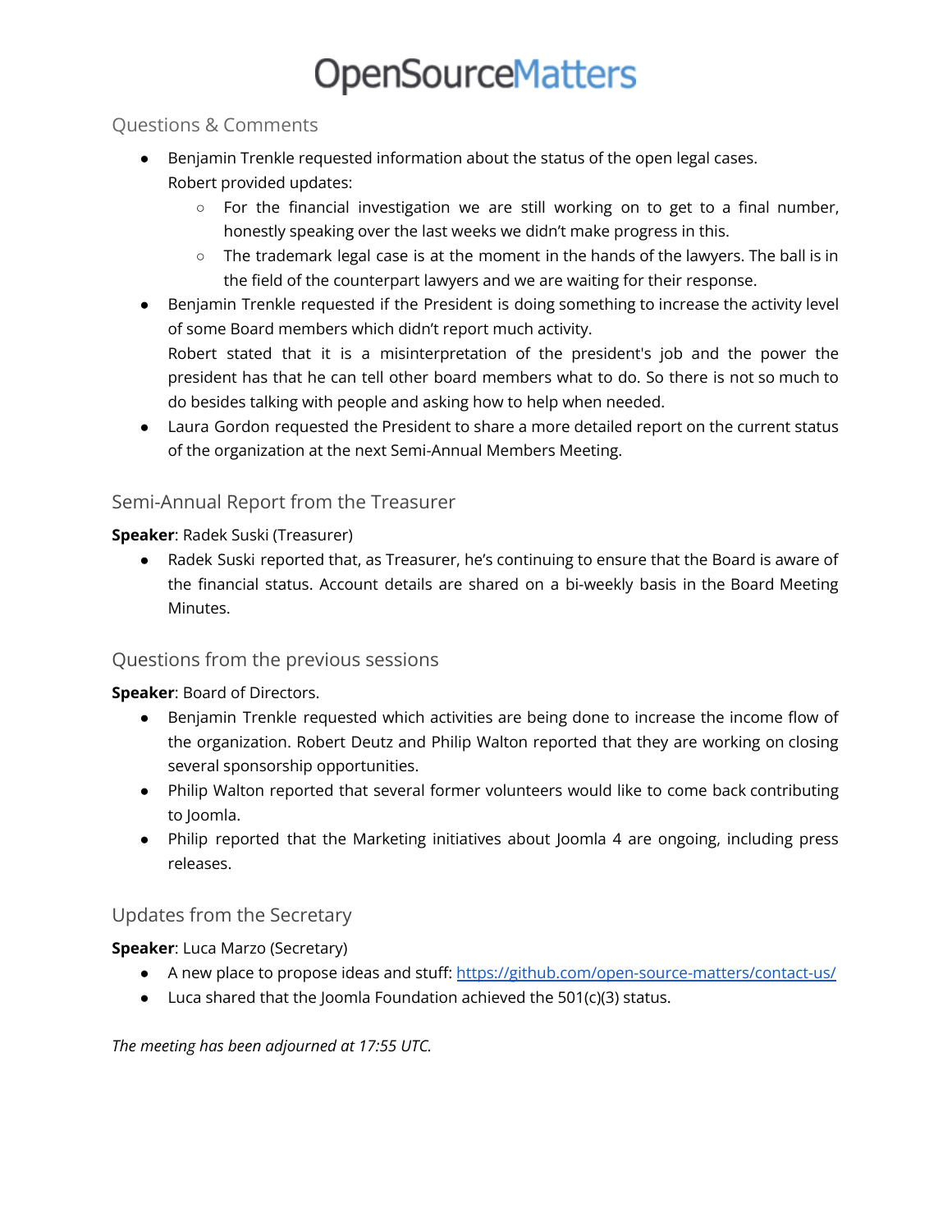## Questions & Comments

- Benjamin Trenkle requested information about the status of the open legal cases.
  Robert provided updates:
  - For the financial investigation we are still working on to get to a final number, honestly speaking over the last weeks we didn't make progress in this.
  - The trademark legal case is at the moment in the hands of the lawyers. The ball is in the field of the counterpart lawyers and we are waiting for their response.
- Benjamin Trenkle requested if the President is doing something to increase the activity level of some Board members which didn't report much activity.
  Robert stated that it is a misinterpretation of the president's job and the power the president has that he can tell other board members what to do. So there is not so much to do besides talking with people and asking how to help when needed.
- Laura Gordon requested the President to share a more detailed report on the current status of the organization at the next Semi-Annual Members Meeting.

## Semi-Annual Report from the Treasurer

**Speaker**: Radek Suski (Treasurer)

- Radek Suski reported that, as Treasurer, he's continuing to ensure that the Board is aware of the financial status. Account details are shared on a bi-weekly basis in the Board Meeting Minutes.

## Questions from the previous sessions

**Speaker**: Board of Directors.

- Benjamin Trenkle requested which activities are being done to increase the income flow of the organization. Robert Deutz and Philip Walton reported that they are working on closing several sponsorship opportunities.
- Philip Walton reported that several former volunteers would like to come back contributing to Joomla.
- Philip reported that the Marketing initiatives about Joomla 4 are ongoing, including press releases.

## Updates from the Secretary

**Speaker**: Luca Marzo (Secretary)

- A new place to propose ideas and stuff: [https://github.com/open-source-matters/contact-us/](https://github.com/open-source-matters/contact-us/)
- Luca shared that the Joomla Foundation achieved the 501(c)(3) status.

*The meeting has been adjourned at 17:55 UTC.*